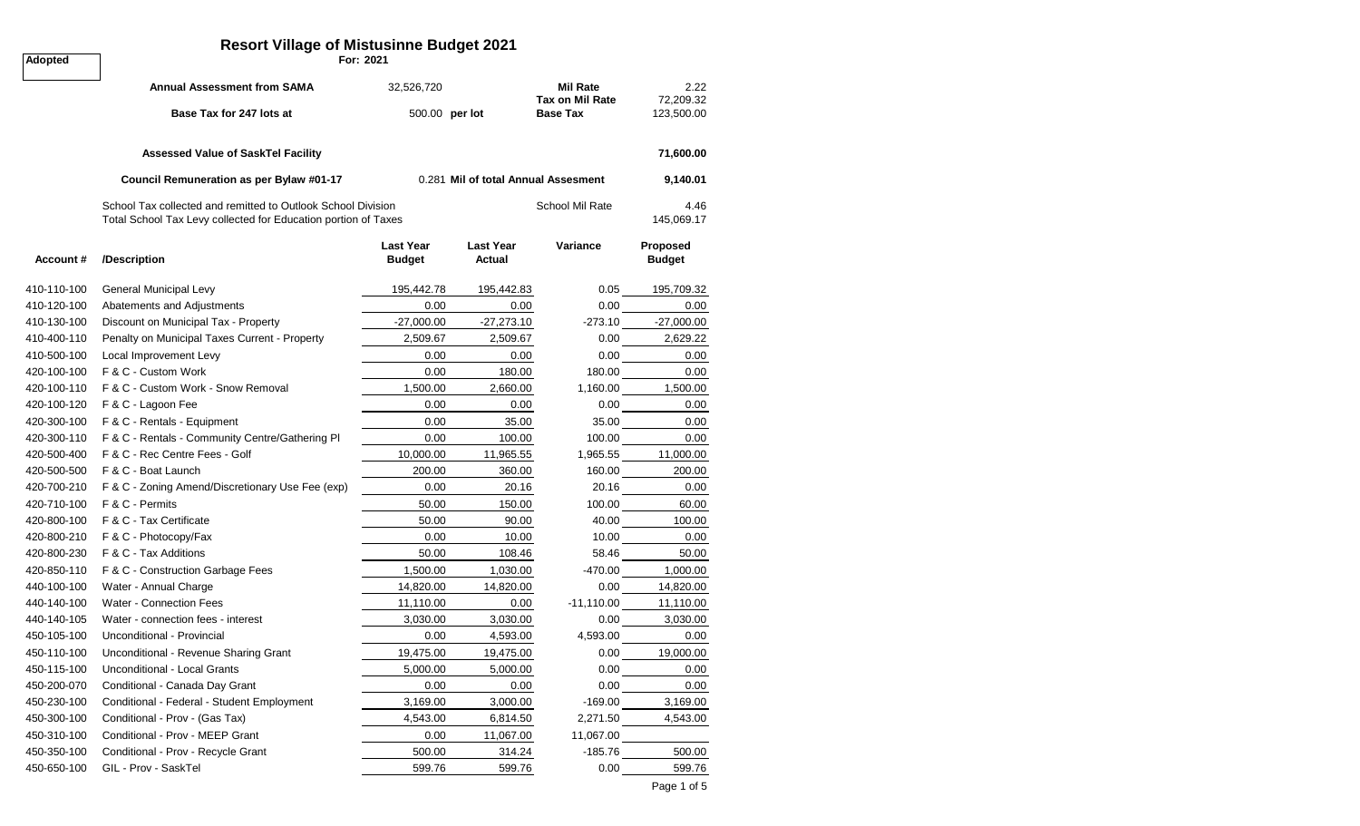**Adopted**

# Resort Village of Mistusinne Budget 2021

**For: 2021**

| | | | |
|---|---|---|---|
| **Annual Assessment from SAMA** | 32,526,720 | **Mil Rate** | 2.22 |
| | | **Tax on Mil Rate** | 72,209.32 |
| **Base Tax for 247 lots at** | 500.00 **per lot** | **Base Tax** | 123,500.00 |

**Assessed Value of SaskTel Facility** — **71,600.00**

**Council Remuneration as per Bylaw #01-17** — 0.281 **Mil of total Annual Assesment** — **9,140.01**

School Tax collected and remitted to Outlook School Division — School Mil Rate — 4.46

Total School Tax Levy collected for Education portion of Taxes — 145,069.17

| Account # | /Description | Last Year Budget | Last Year Actual | Variance | Proposed Budget |
|---|---|---|---|---|---|
| 410-110-100 | General Municipal Levy | 195,442.78 | 195,442.83 | 0.05 | 195,709.32 |
| 410-120-100 | Abatements and Adjustments | 0.00 | 0.00 | 0.00 | 0.00 |
| 410-130-100 | Discount on Municipal Tax - Property | -27,000.00 | -27,273.10 | -273.10 | -27,000.00 |
| 410-400-110 | Penalty on Municipal Taxes Current - Property | 2,509.67 | 2,509.67 | 0.00 | 2,629.22 |
| 410-500-100 | Local Improvement Levy | 0.00 | 0.00 | 0.00 | 0.00 |
| 420-100-100 | F & C - Custom Work | 0.00 | 180.00 | 180.00 | 0.00 |
| 420-100-110 | F & C - Custom Work - Snow Removal | 1,500.00 | 2,660.00 | 1,160.00 | 1,500.00 |
| 420-100-120 | F & C - Lagoon Fee | 0.00 | 0.00 | 0.00 | 0.00 |
| 420-300-100 | F & C - Rentals - Equipment | 0.00 | 35.00 | 35.00 | 0.00 |
| 420-300-110 | F & C - Rentals - Community Centre/Gathering Pl | 0.00 | 100.00 | 100.00 | 0.00 |
| 420-500-400 | F & C - Rec Centre Fees - Golf | 10,000.00 | 11,965.55 | 1,965.55 | 11,000.00 |
| 420-500-500 | F & C - Boat Launch | 200.00 | 360.00 | 160.00 | 200.00 |
| 420-700-210 | F & C - Zoning Amend/Discretionary Use Fee (exp) | 0.00 | 20.16 | 20.16 | 0.00 |
| 420-710-100 | F & C - Permits | 50.00 | 150.00 | 100.00 | 60.00 |
| 420-800-100 | F & C - Tax Certificate | 50.00 | 90.00 | 40.00 | 100.00 |
| 420-800-210 | F & C - Photocopy/Fax | 0.00 | 10.00 | 10.00 | 0.00 |
| 420-800-230 | F & C - Tax Additions | 50.00 | 108.46 | 58.46 | 50.00 |
| 420-850-110 | F & C - Construction Garbage Fees | 1,500.00 | 1,030.00 | -470.00 | 1,000.00 |
| 440-100-100 | Water - Annual Charge | 14,820.00 | 14,820.00 | 0.00 | 14,820.00 |
| 440-140-100 | Water - Connection Fees | 11,110.00 | 0.00 | -11,110.00 | 11,110.00 |
| 440-140-105 | Water - connection fees - interest | 3,030.00 | 3,030.00 | 0.00 | 3,030.00 |
| 450-105-100 | Unconditional - Provincial | 0.00 | 4,593.00 | 4,593.00 | 0.00 |
| 450-110-100 | Unconditional - Revenue Sharing Grant | 19,475.00 | 19,475.00 | 0.00 | 19,000.00 |
| 450-115-100 | Unconditional - Local Grants | 5,000.00 | 5,000.00 | 0.00 | 0.00 |
| 450-200-070 | Conditional - Canada Day Grant | 0.00 | 0.00 | 0.00 | 0.00 |
| 450-230-100 | Conditional - Federal - Student Employment | 3,169.00 | 3,000.00 | -169.00 | 3,169.00 |
| 450-300-100 | Conditional - Prov - (Gas Tax) | 4,543.00 | 6,814.50 | 2,271.50 | 4,543.00 |
| 450-310-100 | Conditional - Prov - MEEP Grant | 0.00 | 11,067.00 | 11,067.00 | |
| 450-350-100 | Conditional - Prov - Recycle Grant | 500.00 | 314.24 | -185.76 | 500.00 |
| 450-650-100 | GIL - Prov - SaskTel | 599.76 | 599.76 | 0.00 | 599.76 |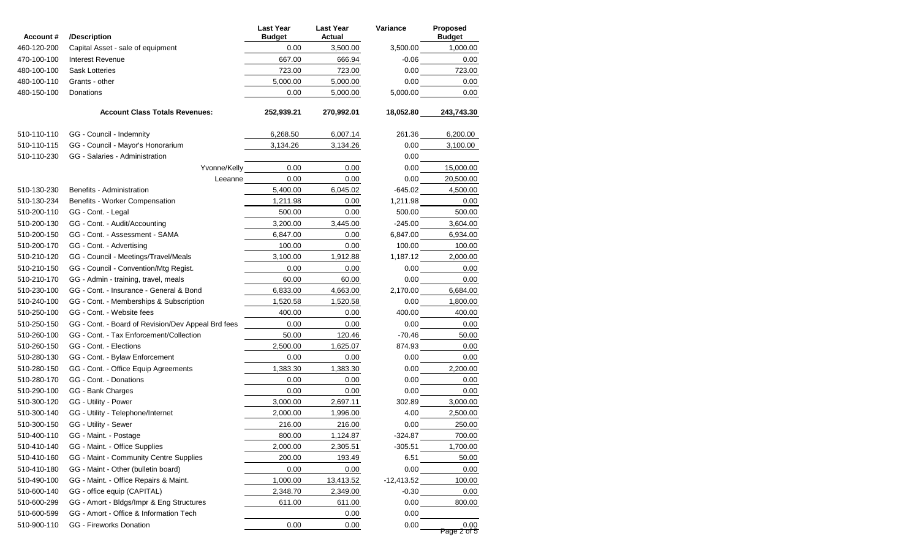| Account # | /Description | Last Year Budget | Last Year Actual | Variance | Proposed Budget |
|---|---|---|---|---|---|
| 460-120-200 | Capital Asset - sale of equipment | 0.00 | 3,500.00 | 3,500.00 | 1,000.00 |
| 470-100-100 | Interest Revenue | 667.00 | 666.94 | -0.06 | 0.00 |
| 480-100-100 | Sask Lotteries | 723.00 | 723.00 | 0.00 | 723.00 |
| 480-100-110 | Grants - other | 5,000.00 | 5,000.00 | 0.00 | 0.00 |
| 480-150-100 | Donations | 0.00 | 5,000.00 | 5,000.00 | 0.00 |
| | **Account Class Totals Revenues:** | **252,939.21** | **270,992.01** | **18,052.80** | **243,743.30** |
| 510-110-110 | GG - Council - Indemnity | 6,268.50 | 6,007.14 | 261.36 | 6,200.00 |
| 510-110-115 | GG - Council - Mayor's Honorarium | 3,134.26 | 3,134.26 | 0.00 | 3,100.00 |
| 510-110-230 | GG - Salaries - Administration | | | 0.00 | |
| | Yvonne/Kelly | 0.00 | 0.00 | 0.00 | 15,000.00 |
| | Leeanne | 0.00 | 0.00 | 0.00 | 20,500.00 |
| 510-130-230 | Benefits - Administration | 5,400.00 | 6,045.02 | -645.02 | 4,500.00 |
| 510-130-234 | Benefits - Worker Compensation | 1,211.98 | 0.00 | 1,211.98 | 0.00 |
| 510-200-110 | GG - Cont. - Legal | 500.00 | 0.00 | 500.00 | 500.00 |
| 510-200-130 | GG - Cont. - Audit/Accounting | 3,200.00 | 3,445.00 | -245.00 | 3,604.00 |
| 510-200-150 | GG - Cont. - Assessment - SAMA | 6,847.00 | 0.00 | 6,847.00 | 6,934.00 |
| 510-200-170 | GG - Cont. - Advertising | 100.00 | 0.00 | 100.00 | 100.00 |
| 510-210-120 | GG - Council - Meetings/Travel/Meals | 3,100.00 | 1,912.88 | 1,187.12 | 2,000.00 |
| 510-210-150 | GG - Council - Convention/Mtg Regist. | 0.00 | 0.00 | 0.00 | 0.00 |
| 510-210-170 | GG - Admin - training, travel, meals | 60.00 | 60.00 | 0.00 | 0.00 |
| 510-230-100 | GG - Cont. - Insurance - General & Bond | 6,833.00 | 4,663.00 | 2,170.00 | 6,684.00 |
| 510-240-100 | GG - Cont. - Memberships & Subscription | 1,520.58 | 1,520.58 | 0.00 | 1,800.00 |
| 510-250-100 | GG - Cont. - Website fees | 400.00 | 0.00 | 400.00 | 400.00 |
| 510-250-150 | GG - Cont. - Board of Revision/Dev Appeal Brd fees | 0.00 | 0.00 | 0.00 | 0.00 |
| 510-260-100 | GG - Cont. - Tax Enforcement/Collection | 50.00 | 120.46 | -70.46 | 50.00 |
| 510-260-150 | GG - Cont. - Elections | 2,500.00 | 1,625.07 | 874.93 | 0.00 |
| 510-280-130 | GG - Cont. - Bylaw Enforcement | 0.00 | 0.00 | 0.00 | 0.00 |
| 510-280-150 | GG - Cont. - Office Equip Agreements | 1,383.30 | 1,383.30 | 0.00 | 2,200.00 |
| 510-280-170 | GG - Cont. - Donations | 0.00 | 0.00 | 0.00 | 0.00 |
| 510-290-100 | GG - Bank Charges | 0.00 | 0.00 | 0.00 | 0.00 |
| 510-300-120 | GG - Utility - Power | 3,000.00 | 2,697.11 | 302.89 | 3,000.00 |
| 510-300-140 | GG - Utility - Telephone/Internet | 2,000.00 | 1,996.00 | 4.00 | 2,500.00 |
| 510-300-150 | GG - Utility - Sewer | 216.00 | 216.00 | 0.00 | 250.00 |
| 510-400-110 | GG - Maint. - Postage | 800.00 | 1,124.87 | -324.87 | 700.00 |
| 510-410-140 | GG - Maint. - Office Supplies | 2,000.00 | 2,305.51 | -305.51 | 1,700.00 |
| 510-410-160 | GG - Maint - Community Centre Supplies | 200.00 | 193.49 | 6.51 | 50.00 |
| 510-410-180 | GG - Maint - Other (bulletin board) | 0.00 | 0.00 | 0.00 | 0.00 |
| 510-490-100 | GG - Maint. - Office Repairs & Maint. | 1,000.00 | 13,413.52 | -12,413.52 | 100.00 |
| 510-600-140 | GG - office equip (CAPITAL) | 2,348.70 | 2,349.00 | -0.30 | 0.00 |
| 510-600-299 | GG - Amort - Bldgs/Impr & Eng Structures | 611.00 | 611.00 | 0.00 | 800.00 |
| 510-600-599 | GG - Amort - Office & Information Tech | | 0.00 | 0.00 | |
| 510-900-110 | GG - Fireworks Donation | 0.00 | 0.00 | 0.00 | 0.00 |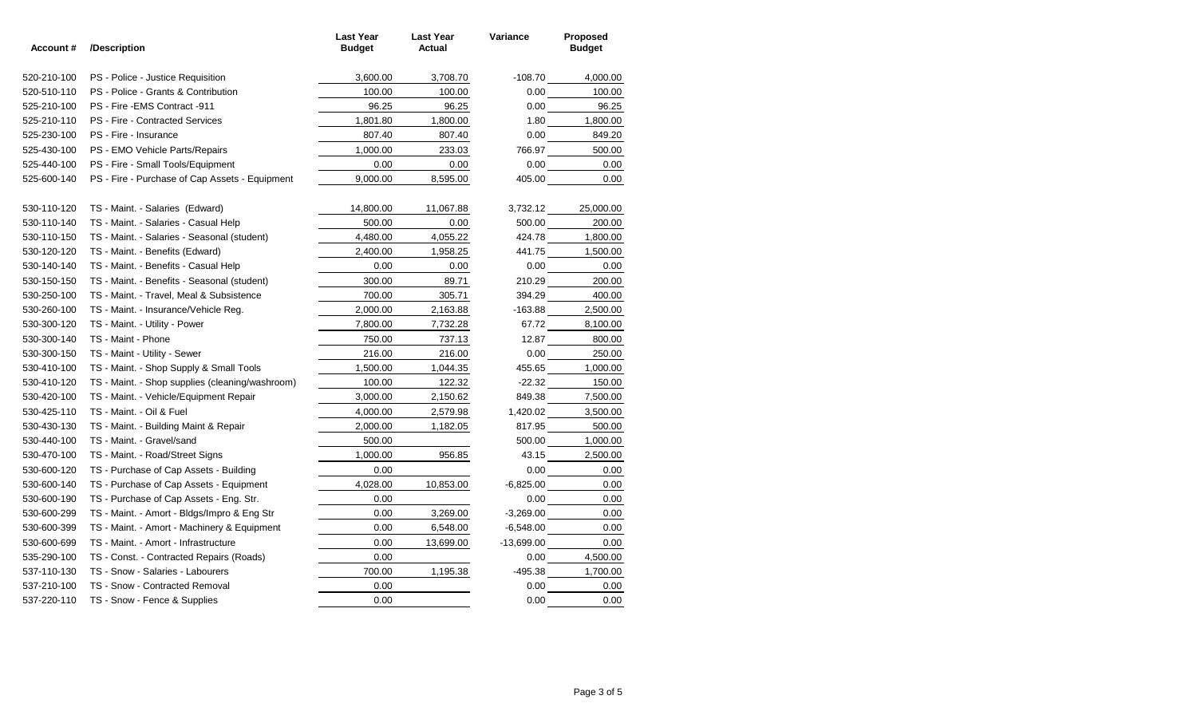| Account # | /Description | Last Year Budget | Last Year Actual | Variance | Proposed Budget |
| --- | --- | --- | --- | --- | --- |
| 520-210-100 | PS - Police - Justice Requisition | 3,600.00 | 3,708.70 | -108.70 | 4,000.00 |
| 520-510-110 | PS - Police - Grants & Contribution | 100.00 | 100.00 | 0.00 | 100.00 |
| 525-210-100 | PS - Fire -EMS Contract -911 | 96.25 | 96.25 | 0.00 | 96.25 |
| 525-210-110 | PS - Fire - Contracted Services | 1,801.80 | 1,800.00 | 1.80 | 1,800.00 |
| 525-230-100 | PS - Fire - Insurance | 807.40 | 807.40 | 0.00 | 849.20 |
| 525-430-100 | PS - EMO Vehicle Parts/Repairs | 1,000.00 | 233.03 | 766.97 | 500.00 |
| 525-440-100 | PS - Fire - Small Tools/Equipment | 0.00 | 0.00 | 0.00 | 0.00 |
| 525-600-140 | PS - Fire - Purchase of Cap Assets - Equipment | 9,000.00 | 8,595.00 | 405.00 | 0.00 |
| | | | | | |
| 530-110-120 | TS - Maint. - Salaries (Edward) | 14,800.00 | 11,067.88 | 3,732.12 | 25,000.00 |
| 530-110-140 | TS - Maint. - Salaries - Casual Help | 500.00 | 0.00 | 500.00 | 200.00 |
| 530-110-150 | TS - Maint. - Salaries - Seasonal (student) | 4,480.00 | 4,055.22 | 424.78 | 1,800.00 |
| 530-120-120 | TS - Maint. - Benefits (Edward) | 2,400.00 | 1,958.25 | 441.75 | 1,500.00 |
| 530-140-140 | TS - Maint. - Benefits - Casual Help | 0.00 | 0.00 | 0.00 | 0.00 |
| 530-150-150 | TS - Maint. - Benefits - Seasonal (student) | 300.00 | 89.71 | 210.29 | 200.00 |
| 530-250-100 | TS - Maint. - Travel, Meal & Subsistence | 700.00 | 305.71 | 394.29 | 400.00 |
| 530-260-100 | TS - Maint. - Insurance/Vehicle Reg. | 2,000.00 | 2,163.88 | -163.88 | 2,500.00 |
| 530-300-120 | TS - Maint. - Utility - Power | 7,800.00 | 7,732.28 | 67.72 | 8,100.00 |
| 530-300-140 | TS - Maint - Phone | 750.00 | 737.13 | 12.87 | 800.00 |
| 530-300-150 | TS - Maint - Utility - Sewer | 216.00 | 216.00 | 0.00 | 250.00 |
| 530-410-100 | TS - Maint. - Shop Supply & Small Tools | 1,500.00 | 1,044.35 | 455.65 | 1,000.00 |
| 530-410-120 | TS - Maint. - Shop supplies (cleaning/washroom) | 100.00 | 122.32 | -22.32 | 150.00 |
| 530-420-100 | TS - Maint. - Vehicle/Equipment Repair | 3,000.00 | 2,150.62 | 849.38 | 7,500.00 |
| 530-425-110 | TS - Maint. - Oil & Fuel | 4,000.00 | 2,579.98 | 1,420.02 | 3,500.00 |
| 530-430-130 | TS - Maint. - Building Maint & Repair | 2,000.00 | 1,182.05 | 817.95 | 500.00 |
| 530-440-100 | TS - Maint. - Gravel/sand | 500.00 | | 500.00 | 1,000.00 |
| 530-470-100 | TS - Maint. - Road/Street Signs | 1,000.00 | 956.85 | 43.15 | 2,500.00 |
| 530-600-120 | TS - Purchase of Cap Assets - Building | 0.00 | | 0.00 | 0.00 |
| 530-600-140 | TS - Purchase of Cap Assets - Equipment | 4,028.00 | 10,853.00 | -6,825.00 | 0.00 |
| 530-600-190 | TS - Purchase of Cap Assets - Eng. Str. | 0.00 | | 0.00 | 0.00 |
| 530-600-299 | TS - Maint. - Amort - Bldgs/Impro & Eng Str | 0.00 | 3,269.00 | -3,269.00 | 0.00 |
| 530-600-399 | TS - Maint. - Amort - Machinery & Equipment | 0.00 | 6,548.00 | -6,548.00 | 0.00 |
| 530-600-699 | TS - Maint. - Amort - Infrastructure | 0.00 | 13,699.00 | -13,699.00 | 0.00 |
| 535-290-100 | TS - Const. - Contracted Repairs (Roads) | 0.00 | | 0.00 | 4,500.00 |
| 537-110-130 | TS - Snow - Salaries - Labourers | 700.00 | 1,195.38 | -495.38 | 1,700.00 |
| 537-210-100 | TS - Snow - Contracted Removal | 0.00 | | 0.00 | 0.00 |
| 537-220-110 | TS - Snow - Fence & Supplies | 0.00 | | 0.00 | 0.00 |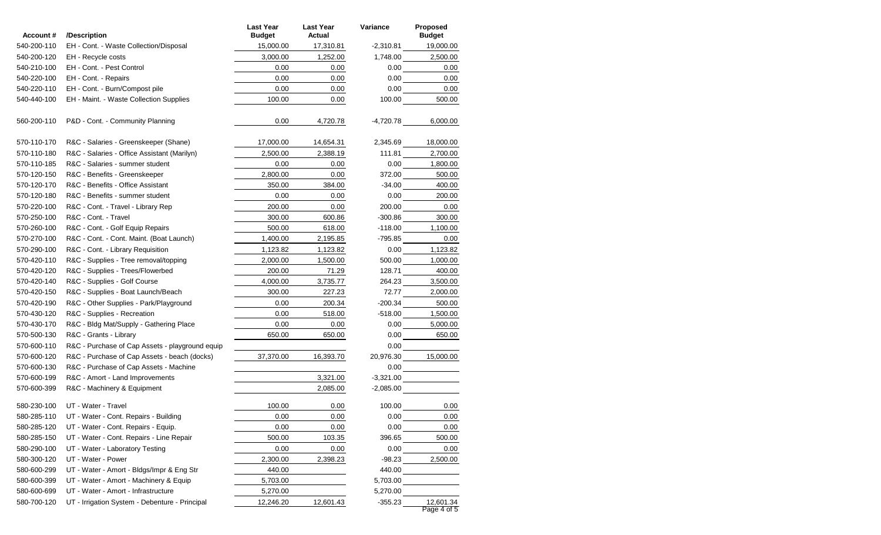| Account # | /Description | Last Year Budget | Last Year Actual | Variance | Proposed Budget |
|---|---|---|---|---|---|
| 540-200-110 | EH - Cont. - Waste Collection/Disposal | 15,000.00 | 17,310.81 | -2,310.81 | 19,000.00 |
| 540-200-120 | EH - Recycle costs | 3,000.00 | 1,252.00 | 1,748.00 | 2,500.00 |
| 540-210-100 | EH - Cont. - Pest Control | 0.00 | 0.00 | 0.00 | 0.00 |
| 540-220-100 | EH - Cont. - Repairs | 0.00 | 0.00 | 0.00 | 0.00 |
| 540-220-110 | EH - Cont. - Burn/Compost pile | 0.00 | 0.00 | 0.00 | 0.00 |
| 540-440-100 | EH - Maint. - Waste Collection Supplies | 100.00 | 0.00 | 100.00 | 500.00 |
| | | | | | |
| 560-200-110 | P&D - Cont. - Community Planning | 0.00 | 4,720.78 | -4,720.78 | 6,000.00 |
| | | | | | |
| 570-110-170 | R&C - Salaries - Greenskeeper (Shane) | 17,000.00 | 14,654.31 | 2,345.69 | 18,000.00 |
| 570-110-180 | R&C - Salaries - Office Assistant (Marilyn) | 2,500.00 | 2,388.19 | 111.81 | 2,700.00 |
| 570-110-185 | R&C - Salaries - summer student | 0.00 | 0.00 | 0.00 | 1,800.00 |
| 570-120-150 | R&C - Benefits - Greenskeeper | 2,800.00 | 0.00 | 372.00 | 500.00 |
| 570-120-170 | R&C - Benefits - Office Assistant | 350.00 | 384.00 | -34.00 | 400.00 |
| 570-120-180 | R&C - Benefits - summer student | 0.00 | 0.00 | 0.00 | 200.00 |
| 570-220-100 | R&C - Cont. - Travel - Library Rep | 200.00 | 0.00 | 200.00 | 0.00 |
| 570-250-100 | R&C - Cont. - Travel | 300.00 | 600.86 | -300.86 | 300.00 |
| 570-260-100 | R&C - Cont. - Golf Equip Repairs | 500.00 | 618.00 | -118.00 | 1,100.00 |
| 570-270-100 | R&C - Cont. - Cont. Maint. (Boat Launch) | 1,400.00 | 2,195.85 | -795.85 | 0.00 |
| 570-290-100 | R&C - Cont. - Library Requisition | 1,123.82 | 1,123.82 | 0.00 | 1,123.82 |
| 570-420-110 | R&C - Supplies - Tree removal/topping | 2,000.00 | 1,500.00 | 500.00 | 1,000.00 |
| 570-420-120 | R&C - Supplies - Trees/Flowerbed | 200.00 | 71.29 | 128.71 | 400.00 |
| 570-420-140 | R&C - Supplies - Golf Course | 4,000.00 | 3,735.77 | 264.23 | 3,500.00 |
| 570-420-150 | R&C - Supplies - Boat Launch/Beach | 300.00 | 227.23 | 72.77 | 2,000.00 |
| 570-420-190 | R&C - Other Supplies - Park/Playground | 0.00 | 200.34 | -200.34 | 500.00 |
| 570-430-120 | R&C - Supplies - Recreation | 0.00 | 518.00 | -518.00 | 1,500.00 |
| 570-430-170 | R&C - Bldg Mat/Supply - Gathering Place | 0.00 | 0.00 | 0.00 | 5,000.00 |
| 570-500-130 | R&C - Grants - Library | 650.00 | 650.00 | 0.00 | 650.00 |
| 570-600-110 | R&C - Purchase of Cap Assets - playground equip | | | 0.00 | |
| 570-600-120 | R&C - Purchase of Cap Assets - beach (docks) | 37,370.00 | 16,393.70 | 20,976.30 | 15,000.00 |
| 570-600-130 | R&C - Purchase of Cap Assets - Machine | | | 0.00 | |
| 570-600-199 | R&C - Amort - Land Improvements | | 3,321.00 | -3,321.00 | |
| 570-600-399 | R&C - Machinery & Equipment | | 2,085.00 | -2,085.00 | |
| | | | | | |
| 580-230-100 | UT - Water - Travel | 100.00 | 0.00 | 100.00 | 0.00 |
| 580-285-110 | UT - Water - Cont. Repairs - Building | 0.00 | 0.00 | 0.00 | 0.00 |
| 580-285-120 | UT - Water - Cont. Repairs - Equip. | 0.00 | 0.00 | 0.00 | 0.00 |
| 580-285-150 | UT - Water - Cont. Repairs - Line Repair | 500.00 | 103.35 | 396.65 | 500.00 |
| 580-290-100 | UT - Water - Laboratory Testing | 0.00 | 0.00 | 0.00 | 0.00 |
| 580-300-120 | UT - Water - Power | 2,300.00 | 2,398.23 | -98.23 | 2,500.00 |
| 580-600-299 | UT - Water - Amort - Bldgs/Impr & Eng Str | 440.00 | | 440.00 | |
| 580-600-399 | UT - Water - Amort - Machinery & Equip | 5,703.00 | | 5,703.00 | |
| 580-600-699 | UT - Water - Amort - Infrastructure | 5,270.00 | | 5,270.00 | |
| 580-700-120 | UT - Irrigation System - Debenture - Principal | 12,246.20 | 12,601.43 | -355.23 | 12,601.34 |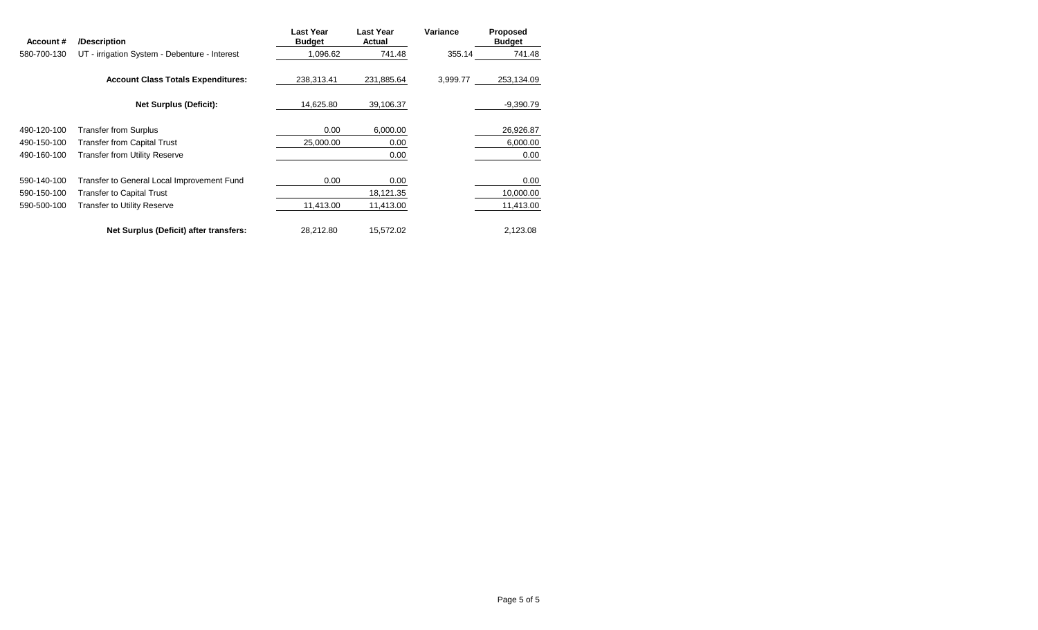| Account # | /Description | Last Year Budget | Last Year Actual | Variance | Proposed Budget |
|---|---|---|---|---|---|
| 580-700-130 | UT - irrigation System - Debenture - Interest | 1,096.62 | 741.48 | 355.14 | 741.48 |
| | **Account Class Totals Expenditures:** | 238,313.41 | 231,885.64 | 3,999.77 | 253,134.09 |
| | **Net Surplus (Deficit):** | 14,625.80 | 39,106.37 | | -9,390.79 |
| 490-120-100 | Transfer from Surplus | 0.00 | 6,000.00 | | 26,926.87 |
| 490-150-100 | Transfer from Capital Trust | 25,000.00 | 0.00 | | 6,000.00 |
| 490-160-100 | Transfer from Utility Reserve | | 0.00 | | 0.00 |
| 590-140-100 | Transfer to General Local Improvement Fund | 0.00 | 0.00 | | 0.00 |
| 590-150-100 | Transfer to Capital Trust | | 18,121.35 | | 10,000.00 |
| 590-500-100 | Transfer to Utility Reserve | 11,413.00 | 11,413.00 | | 11,413.00 |
| | **Net Surplus (Deficit) after transfers:** | 28,212.80 | 15,572.02 | | 2,123.08 |